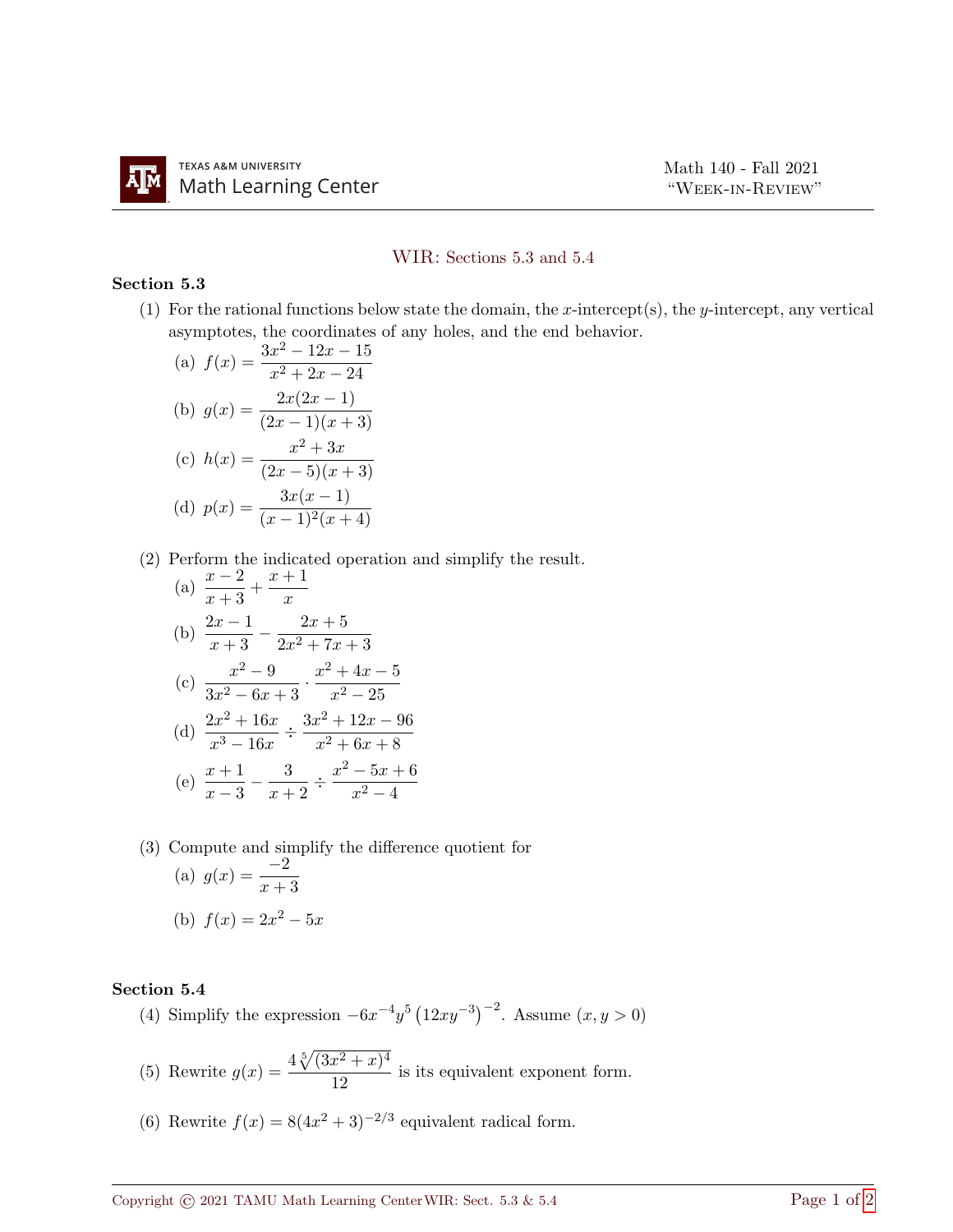TEXAS A&M UNIVERSITY
Math Learning Center

Math 140 - Fall 2021
"Week-in-Review"

## WIR: Sections 5.3 and 5.4

### Section 5.3

(1) For the rational functions below state the domain, the $x$-intercept(s), the $y$-intercept, any vertical asymptotes, the coordinates of any holes, and the end behavior.

(a) $f(x) = \dfrac{3x^2 - 12x - 15}{x^2 + 2x - 24}$

(b) $g(x) = \dfrac{2x(2x-1)}{(2x-1)(x+3)}$

(c) $h(x) = \dfrac{x^2 + 3x}{(2x-5)(x+3)}$

(d) $p(x) = \dfrac{3x(x-1)}{(x-1)^2(x+4)}$

(2) Perform the indicated operation and simplify the result.

(a) $\dfrac{x-2}{x+3} + \dfrac{x+1}{x}$

(b) $\dfrac{2x-1}{x+3} - \dfrac{2x+5}{2x^2+7x+3}$

(c) $\dfrac{x^2-9}{3x^2-6x+3} \cdot \dfrac{x^2+4x-5}{x^2-25}$

(d) $\dfrac{2x^2+16x}{x^3-16x} \div \dfrac{3x^2+12x-96}{x^2+6x+8}$

(e) $\dfrac{x+1}{x-3} - \dfrac{3}{x+2} \div \dfrac{x^2-5x+6}{x^2-4}$

(3) Compute and simplify the difference quotient for

(a) $g(x) = \dfrac{-2}{x+3}$

(b) $f(x) = 2x^2 - 5x$

### Section 5.4

(4) Simplify the expression $-6x^{-4}y^5\left(12xy^{-3}\right)^{-2}$. Assume $(x, y > 0)$

(5) Rewrite $g(x) = \dfrac{4\sqrt[5]{(3x^2+x)^4}}{12}$ is its equivalent exponent form.

(6) Rewrite $f(x) = 8(4x^2+3)^{-2/3}$ equivalent radical form.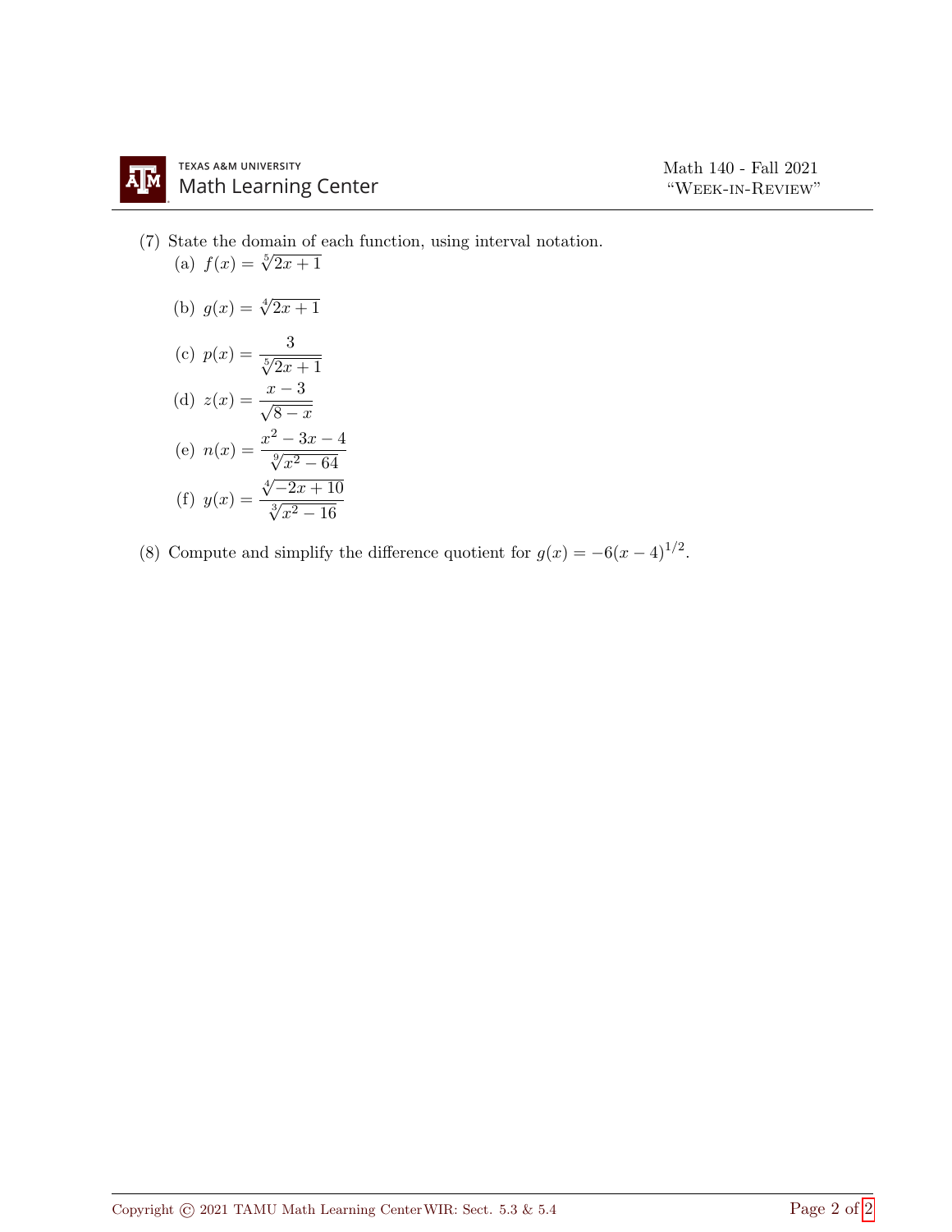(7) State the domain of each function, using interval notation.

(a) $f(x) = \sqrt[5]{2x+1}$

(b) $g(x) = \sqrt[4]{2x+1}$

(c) $p(x) = \dfrac{3}{\sqrt[5]{2x+1}}$

(d) $z(x) = \dfrac{x-3}{\sqrt{8-x}}$

(e) $n(x) = \dfrac{x^2-3x-4}{\sqrt[9]{x^2-64}}$

(f) $y(x) = \dfrac{\sqrt[4]{-2x+10}}{\sqrt[3]{x^2-16}}$

(8) Compute and simplify the difference quotient for $g(x) = -6(x-4)^{1/2}$.